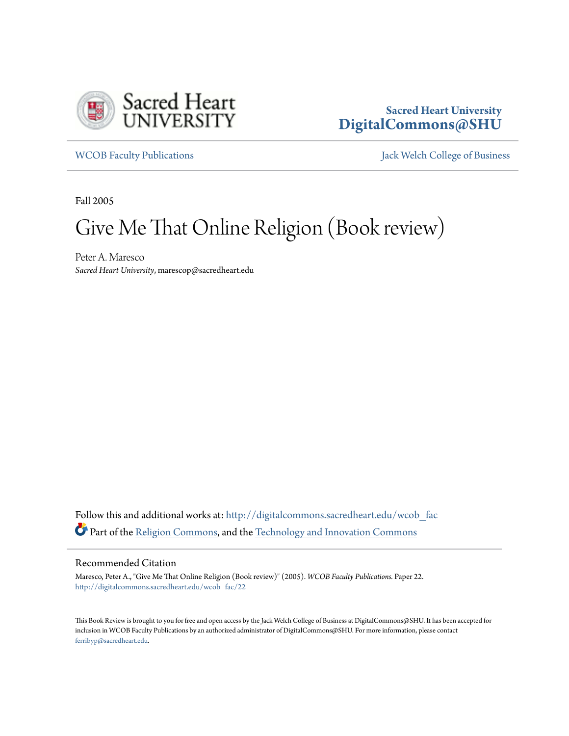Sacred Heart University
DigitalCommons@SHU

WCOB Faculty Publications | Jack Welch College of Business

Fall 2005

# Give Me That Online Religion (Book review)

Peter A. Maresco
*Sacred Heart University*, marescop@sacredheart.edu

Follow this and additional works at: http://digitalcommons.sacredheart.edu/wcob_fac
Part of the Religion Commons, and the Technology and Innovation Commons

## Recommended Citation

Maresco, Peter A., "Give Me That Online Religion (Book review)" (2005). *WCOB Faculty Publications.* Paper 22.
http://digitalcommons.sacredheart.edu/wcob_fac/22

This Book Review is brought to you for free and open access by the Jack Welch College of Business at DigitalCommons@SHU. It has been accepted for inclusion in WCOB Faculty Publications by an authorized administrator of DigitalCommons@SHU. For more information, please contact ferribyp@sacredheart.edu.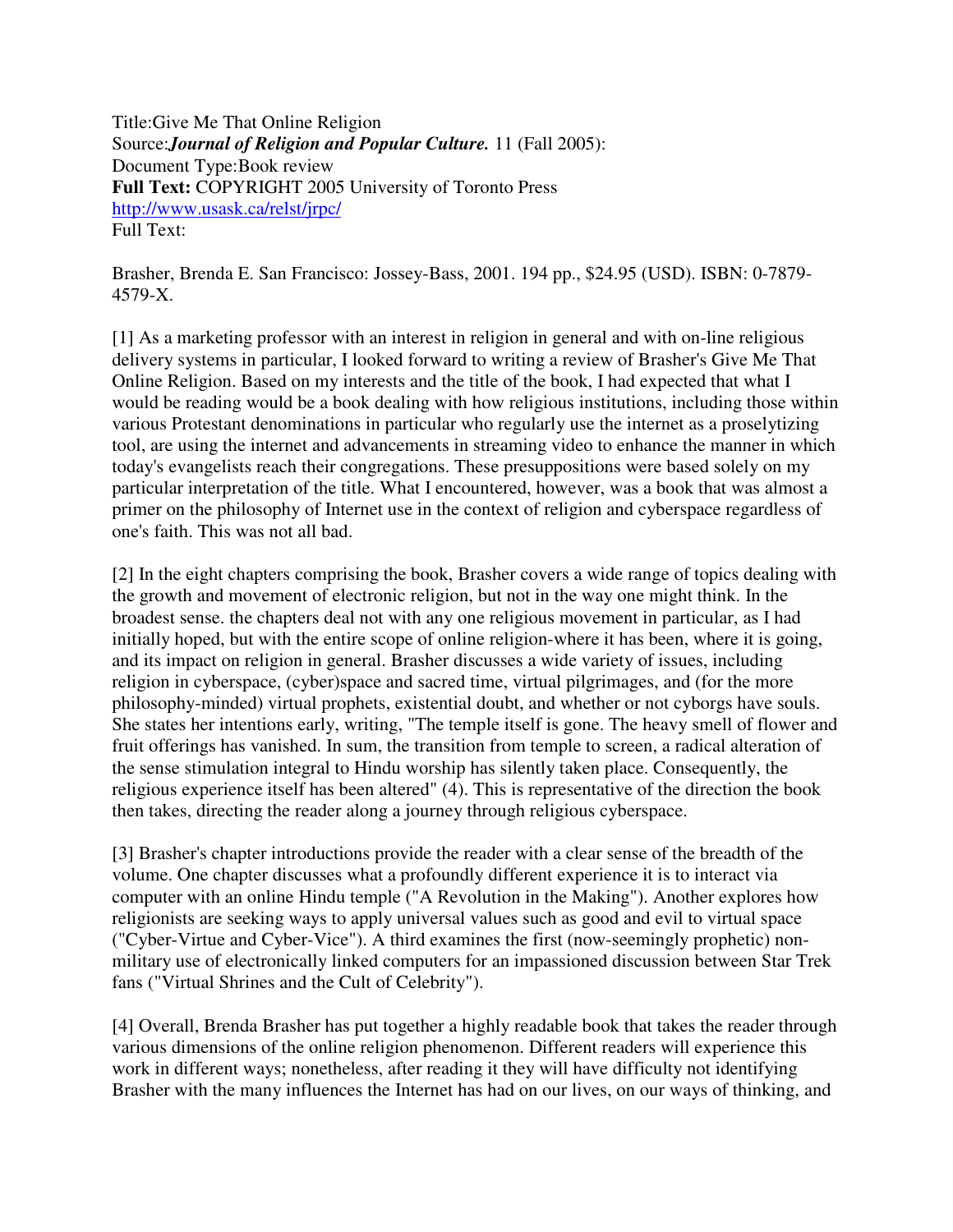Title:Give Me That Online Religion
Source:***Journal of Religion and Popular Culture.*** 11 (Fall 2005):
Document Type:Book review
**Full Text:** COPYRIGHT 2005 University of Toronto Press
[http://www.usask.ca/relst/jrpc/](http://www.usask.ca/relst/jrpc/)
Full Text:

Brasher, Brenda E. San Francisco: Jossey-Bass, 2001. 194 pp., $24.95 (USD). ISBN: 0-7879-4579-X.

[1] As a marketing professor with an interest in religion in general and with on-line religious delivery systems in particular, I looked forward to writing a review of Brasher's Give Me That Online Religion. Based on my interests and the title of the book, I had expected that what I would be reading would be a book dealing with how religious institutions, including those within various Protestant denominations in particular who regularly use the internet as a proselytizing tool, are using the internet and advancements in streaming video to enhance the manner in which today's evangelists reach their congregations. These presuppositions were based solely on my particular interpretation of the title. What I encountered, however, was a book that was almost a primer on the philosophy of Internet use in the context of religion and cyberspace regardless of one's faith. This was not all bad.

[2] In the eight chapters comprising the book, Brasher covers a wide range of topics dealing with the growth and movement of electronic religion, but not in the way one might think. In the broadest sense. the chapters deal not with any one religious movement in particular, as I had initially hoped, but with the entire scope of online religion-where it has been, where it is going, and its impact on religion in general. Brasher discusses a wide variety of issues, including religion in cyberspace, (cyber)space and sacred time, virtual pilgrimages, and (for the more philosophy-minded) virtual prophets, existential doubt, and whether or not cyborgs have souls. She states her intentions early, writing, "The temple itself is gone. The heavy smell of flower and fruit offerings has vanished. In sum, the transition from temple to screen, a radical alteration of the sense stimulation integral to Hindu worship has silently taken place. Consequently, the religious experience itself has been altered" (4). This is representative of the direction the book then takes, directing the reader along a journey through religious cyberspace.

[3] Brasher's chapter introductions provide the reader with a clear sense of the breadth of the volume. One chapter discusses what a profoundly different experience it is to interact via computer with an online Hindu temple ("A Revolution in the Making"). Another explores how religionists are seeking ways to apply universal values such as good and evil to virtual space ("Cyber-Virtue and Cyber-Vice"). A third examines the first (now-seemingly prophetic) non-military use of electronically linked computers for an impassioned discussion between Star Trek fans ("Virtual Shrines and the Cult of Celebrity").

[4] Overall, Brenda Brasher has put together a highly readable book that takes the reader through various dimensions of the online religion phenomenon. Different readers will experience this work in different ways; nonetheless, after reading it they will have difficulty not identifying Brasher with the many influences the Internet has had on our lives, on our ways of thinking, and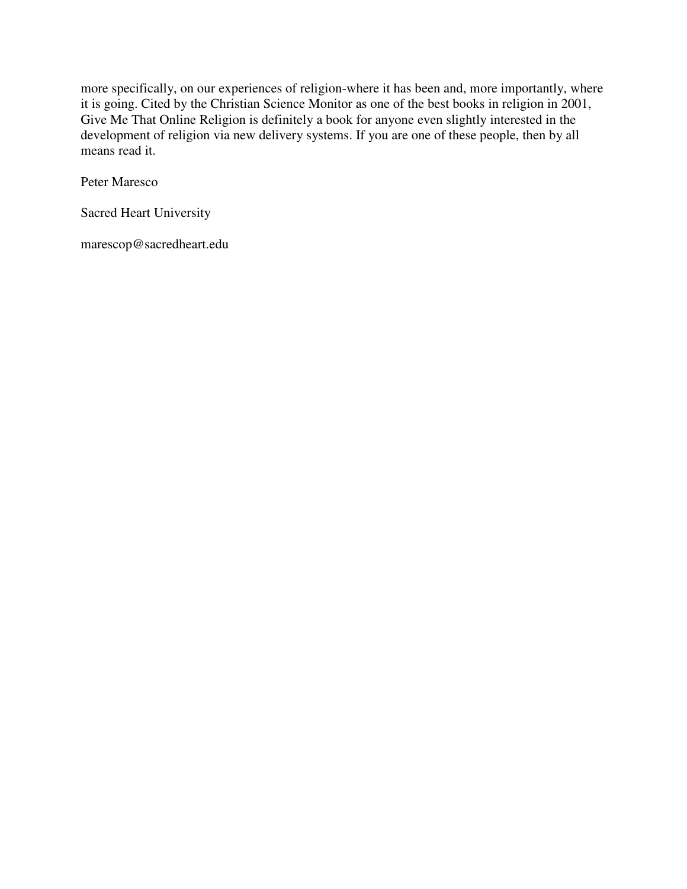more specifically, on our experiences of religion-where it has been and, more importantly, where it is going. Cited by the Christian Science Monitor as one of the best books in religion in 2001, Give Me That Online Religion is definitely a book for anyone even slightly interested in the development of religion via new delivery systems. If you are one of these people, then by all means read it.

Peter Maresco

Sacred Heart University

marescop@sacredheart.edu